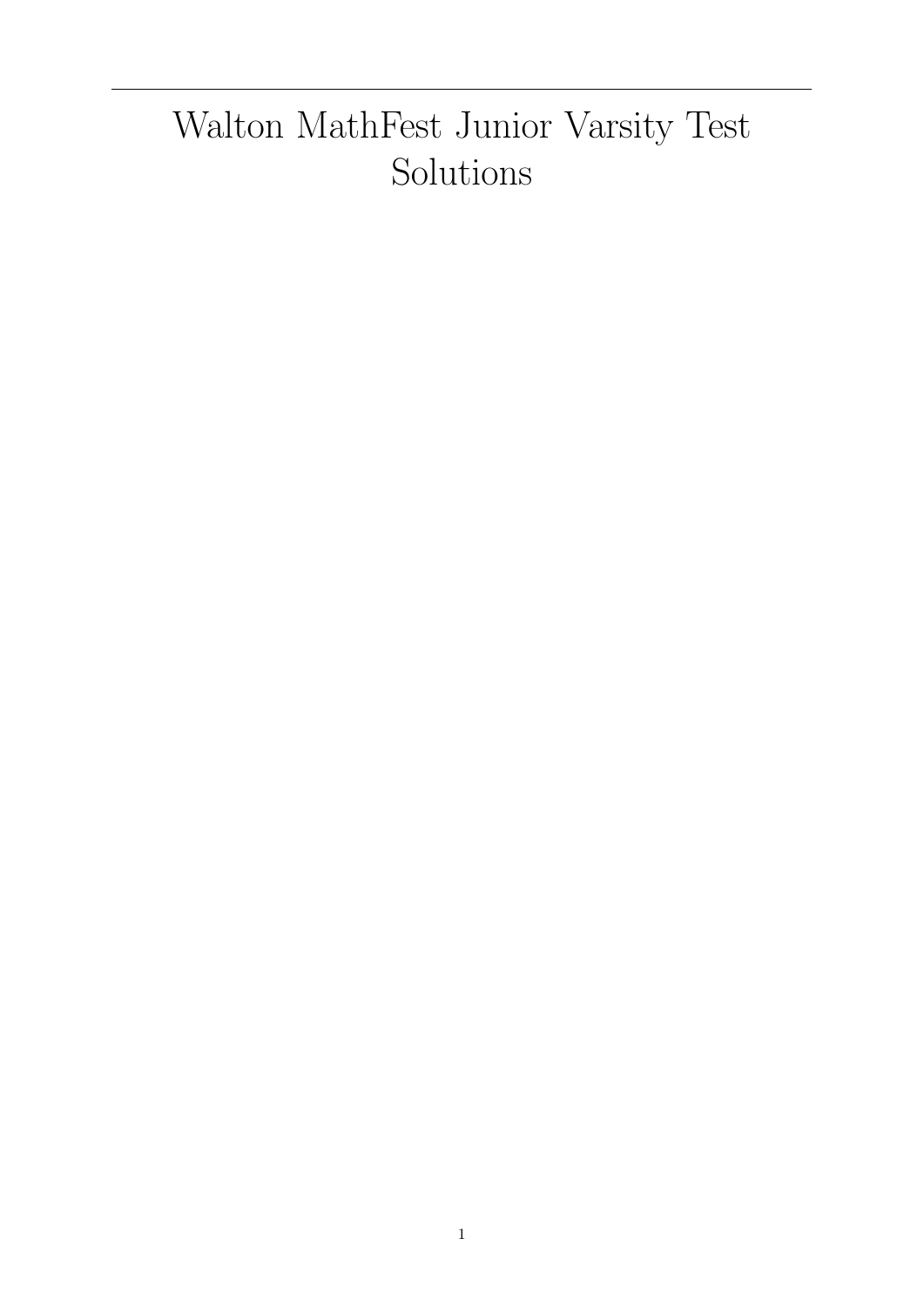# Walton MathFest Junior Varsity Test Solutions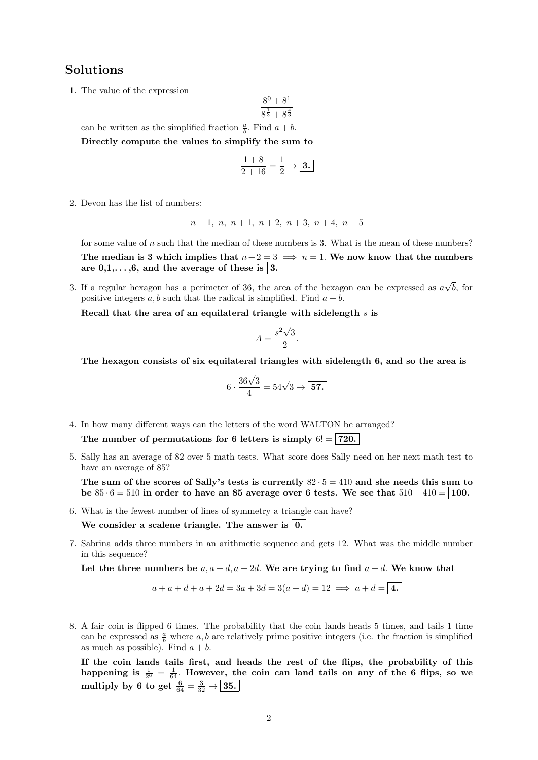## Solutions

1. The value of the expression
$$\frac{8^0 + 8^1}{8^{\frac{1}{3}} + 8^{\frac{4}{3}}}$$
can be written as the simplified fraction $\frac{a}{b}$. Find $a+b$.

   **Directly compute the values to simplify the sum to**
$$\frac{1+8}{2+16} = \frac{1}{2} \to \boxed{\textbf{3.}}$$

2. Devon has the list of numbers:
$$n-1,\ n,\ n+1,\ n+2,\ n+3,\ n+4,\ n+5$$
for some value of $n$ such that the median of these numbers is 3. What is the mean of these numbers?

   **The median is 3 which implies that $n+2=3 \implies n=1$. We now know that the numbers are 0,1,. . . ,6, and the average of these is $\boxed{\textbf{3.}}$**

3. If a regular hexagon has a perimeter of 36, the area of the hexagon can be expressed as $a\sqrt{b}$, for positive integers $a, b$ such that the radical is simplified. Find $a+b$.

   **Recall that the area of an equilateral triangle with sidelength $s$ is**
$$A = \frac{s^2\sqrt{3}}{2}.$$
   **The hexagon consists of six equilateral triangles with sidelength 6, and so the area is**
$$6 \cdot \frac{36\sqrt{3}}{4} = 54\sqrt{3} \to \boxed{\textbf{57.}}$$

4. In how many different ways can the letters of the word WALTON be arranged?

   **The number of permutations for 6 letters is simply $6! = \boxed{\textbf{720.}}$**

5. Sally has an average of 82 over 5 math tests. What score does Sally need on her next math test to have an average of 85?

   **The sum of the scores of Sally's tests is currently $82 \cdot 5 = 410$ and she needs this sum to be $85 \cdot 6 = 510$ in order to have an 85 average over 6 tests. We see that $510 - 410 = \boxed{\textbf{100.}}$**

6. What is the fewest number of lines of symmetry a triangle can have?

   **We consider a scalene triangle. The answer is $\boxed{\textbf{0.}}$**

7. Sabrina adds three numbers in an arithmetic sequence and gets 12. What was the middle number in this sequence?

   **Let the three numbers be $a, a+d, a+2d$. We are trying to find $a+d$. We know that**
$$a + a + d + a + 2d = 3a + 3d = 3(a+d) = 12 \implies a + d = \boxed{\textbf{4.}}$$

8. A fair coin is flipped 6 times. The probability that the coin lands heads 5 times, and tails 1 time can be expressed as $\frac{a}{b}$ where $a, b$ are relatively prime positive integers (i.e. the fraction is simplified as much as possible). Find $a+b$.

   **If the coin lands tails first, and heads the rest of the flips, the probability of this happening is $\frac{1}{2^6} = \frac{1}{64}$. However, the coin can land tails on any of the 6 flips, so we multiply by 6 to get $\frac{6}{64} = \frac{3}{32} \to \boxed{\textbf{35.}}$**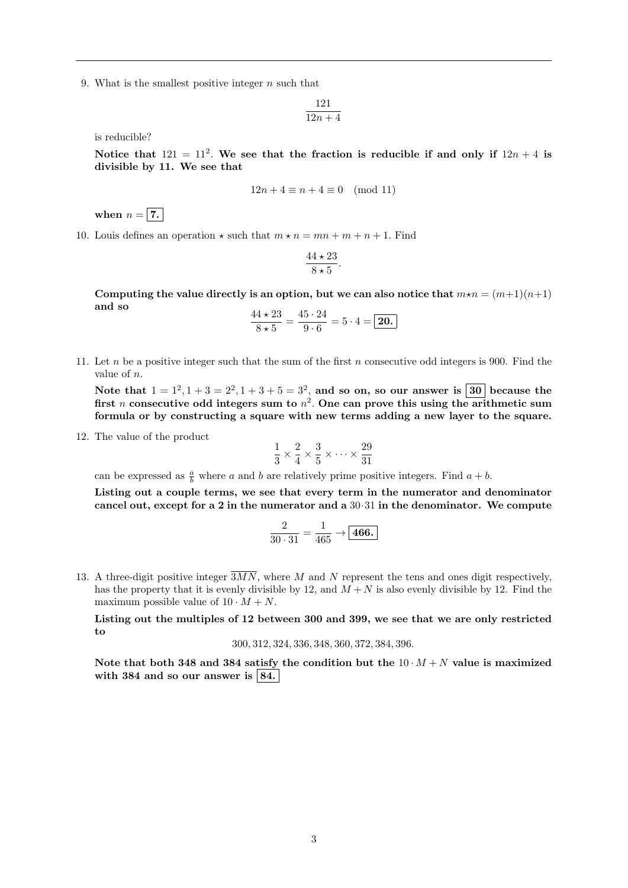9. What is the smallest positive integer $n$ such that

$$\frac{121}{12n+4}$$

is reducible?

**Notice that $121 = 11^2$. We see that the fraction is reducible if and only if $12n + 4$ is divisible by 11. We see that**

$$12n + 4 \equiv n + 4 \equiv 0 \pmod{11}$$

**when $n = \boxed{7.}$**

10. Louis defines an operation $\star$ such that $m \star n = mn + m + n + 1$. Find

$$\frac{44 \star 23}{8 \star 5}.$$

**Computing the value directly is an option, but we can also notice that $m \star n = (m+1)(n+1)$ and so**

$$\frac{44 \star 23}{8 \star 5} = \frac{45 \cdot 24}{9 \cdot 6} = 5 \cdot 4 = \boxed{20.}$$

11. Let $n$ be a positive integer such that the sum of the first $n$ consecutive odd integers is 900. Find the value of $n$.

**Note that $1 = 1^2, 1 + 3 = 2^2, 1 + 3 + 5 = 3^2$, and so on, so our answer is $\boxed{30}$ because the first $n$ consecutive odd integers sum to $n^2$. One can prove this using the arithmetic sum formula or by constructing a square with new terms adding a new layer to the square.**

12. The value of the product

$$\frac{1}{3} \times \frac{2}{4} \times \frac{3}{5} \times \cdots \times \frac{29}{31}$$

can be expressed as $\frac{a}{b}$ where $a$ and $b$ are relatively prime positive integers. Find $a + b$.

**Listing out a couple terms, we see that every term in the numerator and denominator cancel out, except for a 2 in the numerator and a $30 \cdot 31$ in the denominator. We compute**

$$\frac{2}{30 \cdot 31} = \frac{1}{465} \rightarrow \boxed{466.}$$

13. A three-digit positive integer $\overline{3MN}$, where $M$ and $N$ represent the tens and ones digit respectively, has the property that it is evenly divisible by 12, and $M + N$ is also evenly divisible by 12. Find the maximum possible value of $10 \cdot M + N$.

**Listing out the multiples of 12 between 300 and 399, we see that we are only restricted to**

$$300, 312, 324, 336, 348, 360, 372, 384, 396.$$

**Note that both 348 and 384 satisfy the condition but the $10 \cdot M + N$ value is maximized with 384 and so our answer is $\boxed{84.}$**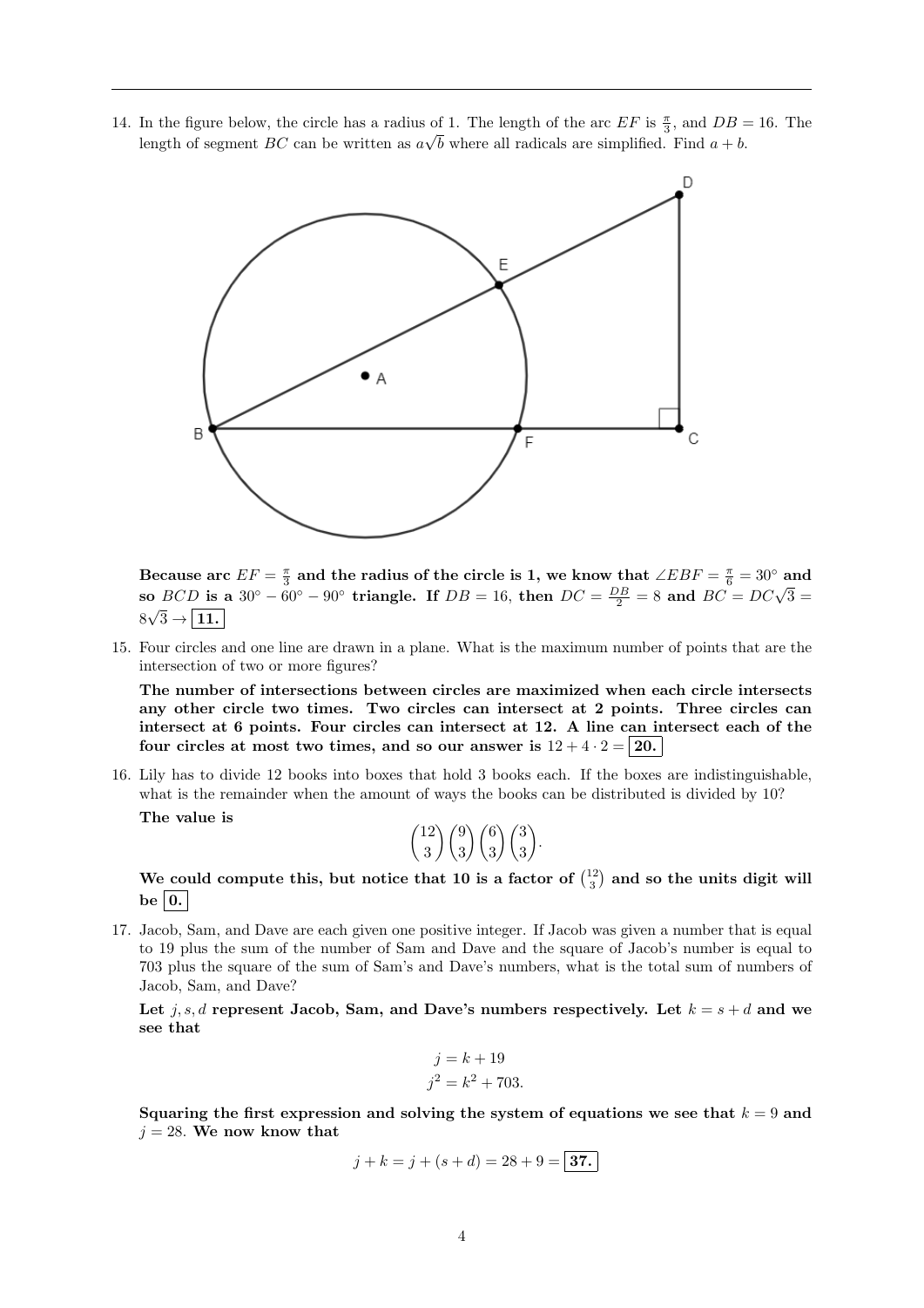14. In the figure below, the circle has a radius of 1. The length of the arc $EF$ is $\frac{\pi}{3}$, and $DB = 16$. The length of segment $BC$ can be written as $a\sqrt{b}$ where all radicals are simplified. Find $a + b$.

**Because arc $EF = \frac{\pi}{3}$ and the radius of the circle is 1, we know that $\angle EBF = \frac{\pi}{6} = 30°$ and so $BCD$ is a $30° - 60° - 90°$ triangle. If $DB = 16$, then $DC = \frac{DB}{2} = 8$ and $BC = DC\sqrt{3} = 8\sqrt{3} \rightarrow$ 11.**

15. Four circles and one line are drawn in a plane. What is the maximum number of points that are the intersection of two or more figures?

**The number of intersections between circles are maximized when each circle intersects any other circle two times. Two circles can intersect at 2 points. Three circles can intersect at 6 points. Four circles can intersect at 12. A line can intersect each of the four circles at most two times, and so our answer is $12 + 4 \cdot 2 =$ 20.**

16. Lily has to divide 12 books into boxes that hold 3 books each. If the boxes are indistinguishable, what is the remainder when the amount of ways the books can be distributed is divided by 10?

**The value is**

$$\binom{12}{3}\binom{9}{3}\binom{6}{3}\binom{3}{3}.$$

**We could compute this, but notice that 10 is a factor of $\binom{12}{3}$ and so the units digit will be 0.**

17. Jacob, Sam, and Dave are each given one positive integer. If Jacob was given a number that is equal to 19 plus the sum of the number of Sam and Dave and the square of Jacob's number is equal to 703 plus the square of the sum of Sam's and Dave's numbers, what is the total sum of numbers of Jacob, Sam, and Dave?

**Let $j, s, d$ represent Jacob, Sam, and Dave's numbers respectively. Let $k = s + d$ and we see that**

$$j = k + 19$$
$$j^2 = k^2 + 703.$$

**Squaring the first expression and solving the system of equations we see that $k = 9$ and $j = 28$. We now know that**

$$j + k = j + (s + d) = 28 + 9 = \boxed{37.}$$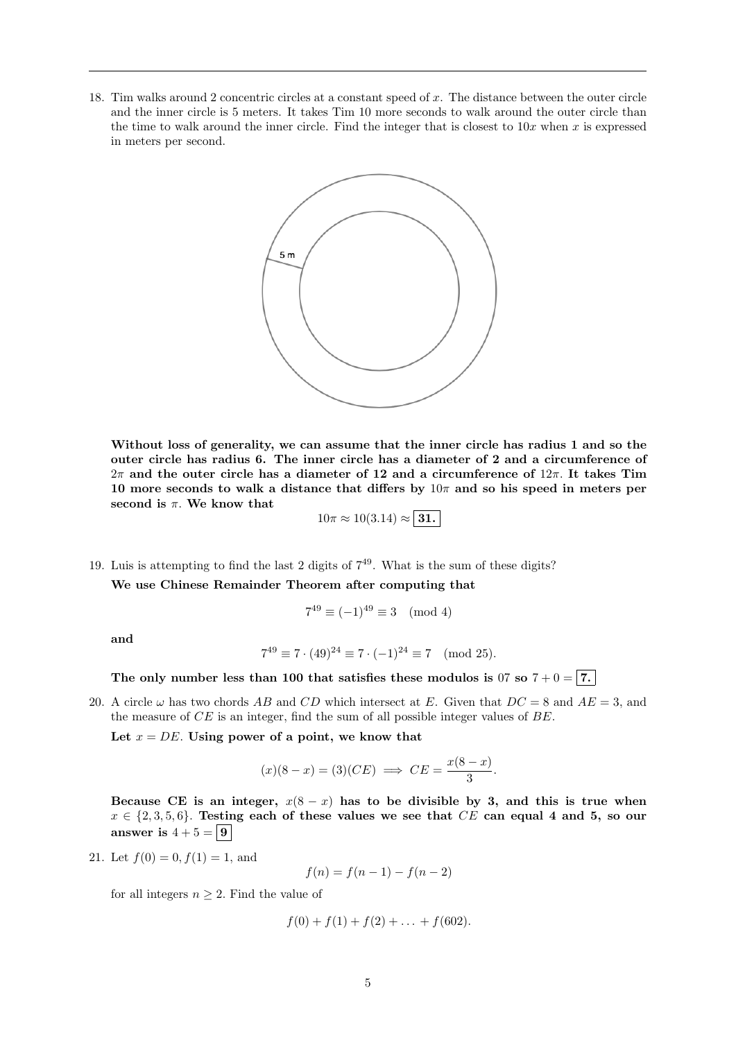18. Tim walks around 2 concentric circles at a constant speed of $x$. The distance between the outer circle and the inner circle is 5 meters. It takes Tim 10 more seconds to walk around the outer circle than the time to walk around the inner circle. Find the integer that is closest to $10x$ when $x$ is expressed in meters per second.

**Without loss of generality, we can assume that the inner circle has radius 1 and so the outer circle has radius 6. The inner circle has a diameter of 2 and a circumference of $2\pi$ and the outer circle has a diameter of 12 and a circumference of $12\pi$. It takes Tim 10 more seconds to walk a distance that differs by $10\pi$ and so his speed in meters per second is $\pi$. We know that**

$$10\pi \approx 10(3.14) \approx \boxed{31.}$$

19. Luis is attempting to find the last 2 digits of $7^{49}$. What is the sum of these digits?

**We use Chinese Remainder Theorem after computing that**

$$7^{49} \equiv (-1)^{49} \equiv 3 \pmod 4$$

**and**

$$7^{49} \equiv 7 \cdot (49)^{24} \equiv 7 \cdot (-1)^{24} \equiv 7 \pmod{25}.$$

**The only number less than 100 that satisfies these modulos is 07 so $7 + 0 = \boxed{7.}$**

20. A circle $\omega$ has two chords $AB$ and $CD$ which intersect at $E$. Given that $DC = 8$ and $AE = 3$, and the measure of $CE$ is an integer, find the sum of all possible integer values of $BE$.

**Let $x = DE$. Using power of a point, we know that**

$$(x)(8 - x) = (3)(CE) \implies CE = \frac{x(8 - x)}{3}.$$

**Because CE is an integer, $x(8 - x)$ has to be divisible by 3, and this is true when $x \in \{2, 3, 5, 6\}$. Testing each of these values we see that $CE$ can equal 4 and 5, so our answer is $4 + 5 = \boxed{9}$**

21. Let $f(0) = 0, f(1) = 1$, and

$$f(n) = f(n - 1) - f(n - 2)$$

for all integers $n \geq 2$. Find the value of

$$f(0) + f(1) + f(2) + \ldots + f(602).$$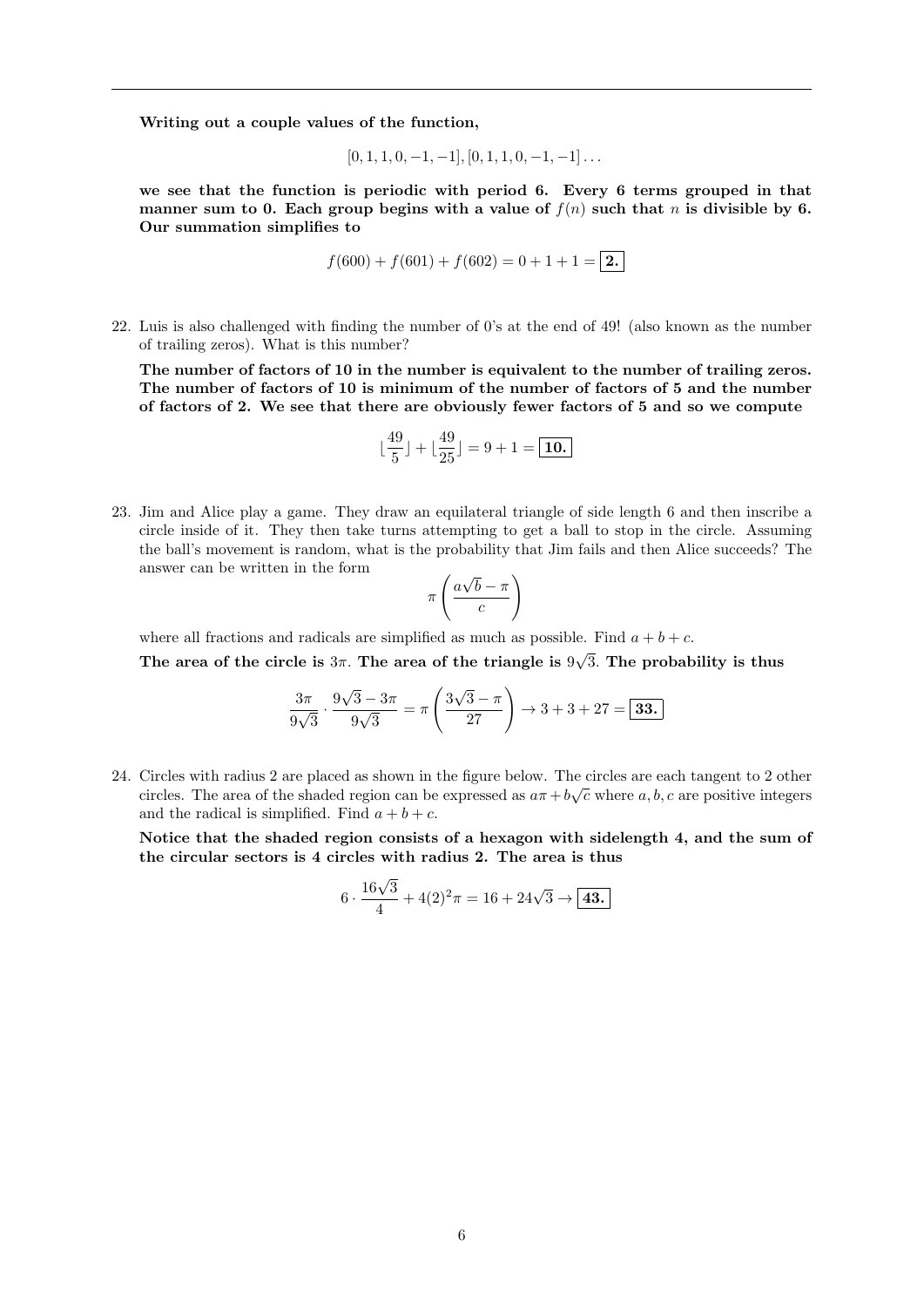**Writing out a couple values of the function,**

$$[0, 1, 1, 0, -1, -1], [0, 1, 1, 0, -1, -1] \dots$$

**we see that the function is periodic with period 6. Every 6 terms grouped in that manner sum to 0. Each group begins with a value of $f(n)$ such that $n$ is divisible by 6. Our summation simplifies to**

$$f(600) + f(601) + f(602) = 0 + 1 + 1 = \boxed{\textbf{2.}}$$

22. Luis is also challenged with finding the number of 0's at the end of 49! (also known as the number of trailing zeros). What is this number?

**The number of factors of 10 in the number is equivalent to the number of trailing zeros. The number of factors of 10 is minimum of the number of factors of 5 and the number of factors of 2. We see that there are obviously fewer factors of 5 and so we compute**

$$\lfloor \frac{49}{5} \rfloor + \lfloor \frac{49}{25} \rfloor = 9 + 1 = \boxed{\textbf{10.}}$$

23. Jim and Alice play a game. They draw an equilateral triangle of side length 6 and then inscribe a circle inside of it. They then take turns attempting to get a ball to stop in the circle. Assuming the ball's movement is random, what is the probability that Jim fails and then Alice succeeds? The answer can be written in the form

$$\pi \left( \frac{a\sqrt{b} - \pi}{c} \right)$$

where all fractions and radicals are simplified as much as possible. Find $a + b + c$.

**The area of the circle is $3\pi$. The area of the triangle is $9\sqrt{3}$. The probability is thus**

$$\frac{3\pi}{9\sqrt{3}} \cdot \frac{9\sqrt{3} - 3\pi}{9\sqrt{3}} = \pi \left( \frac{3\sqrt{3} - \pi}{27} \right) \rightarrow 3 + 3 + 27 = \boxed{\textbf{33.}}$$

24. Circles with radius 2 are placed as shown in the figure below. The circles are each tangent to 2 other circles. The area of the shaded region can be expressed as $a\pi + b\sqrt{c}$ where $a, b, c$ are positive integers and the radical is simplified. Find $a + b + c$.

**Notice that the shaded region consists of a hexagon with sidelength 4, and the sum of the circular sectors is 4 circles with radius 2. The area is thus**

$$6 \cdot \frac{16\sqrt{3}}{4} + 4(2)^2\pi = 16 + 24\sqrt{3} \rightarrow \boxed{\textbf{43.}}$$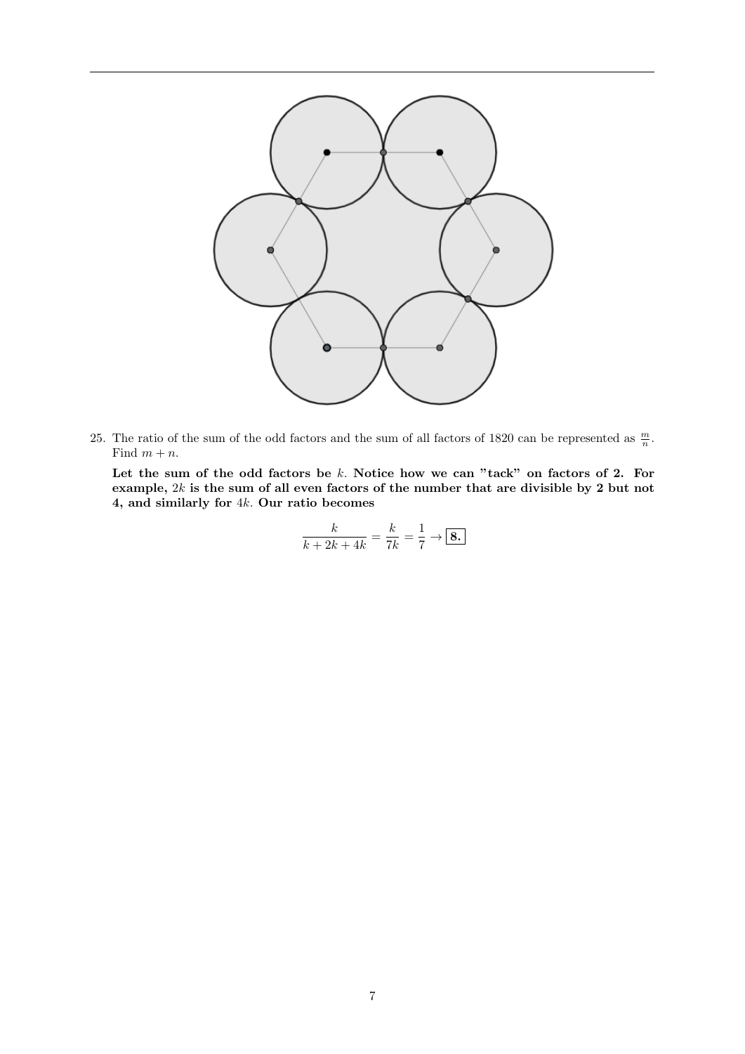25. The ratio of the sum of the odd factors and the sum of all factors of 1820 can be represented as $\frac{m}{n}$. Find $m + n$.

**Let the sum of the odd factors be $k$. Notice how we can "tack" on factors of 2. For example, $2k$ is the sum of all even factors of the number that are divisible by 2 but not 4, and similarly for $4k$. Our ratio becomes**

$$\frac{k}{k + 2k + 4k} = \frac{k}{7k} = \frac{1}{7} \rightarrow \boxed{\mathbf{8.}}$$